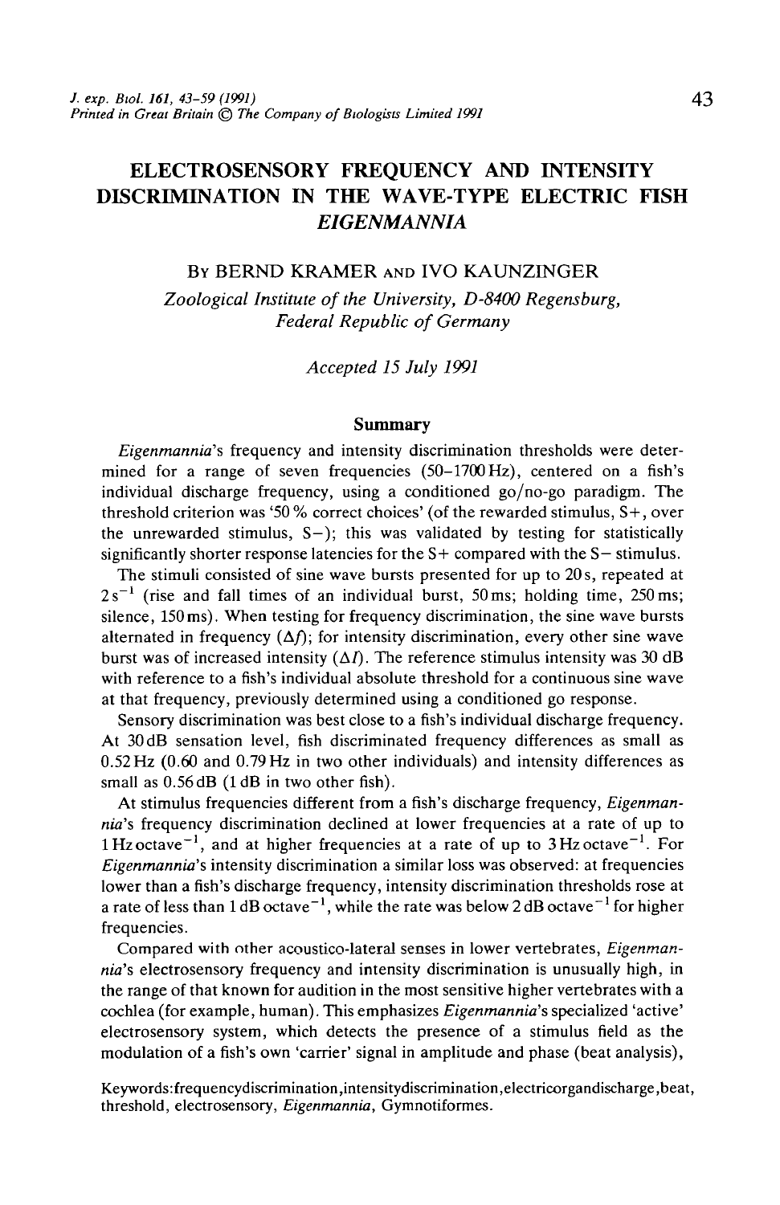# ELECTROSENSORY FREQUENCY AND INTENSITY DISCRIMINATION IN THE WAVE-TYPE ELECTRIC FISH *EIGENMANNIA*

By BERND KRAMER AND IVO KAUNZINGER

*Zoological Institute of the University, D-8400 Regensburg, Federal Republic of Germany*

*Accepted 15 July 1991*

## Summary

*Eigenmannia*'s frequency and intensity discrimination thresholds were determined for a range of seven frequencies (50–1700 Hz), centered on a fish's individual discharge frequency, using a conditioned go/no-go paradigm. The threshold criterion was '50 % correct choices' (of the rewarded stimulus, S+, over the unrewarded stimulus, S−); this was validated by testing for statistically significantly shorter response latencies for the S+ compared with the S− stimulus.

The stimuli consisted of sine wave bursts presented for up to 20 s, repeated at $2\,s^{-1}$ (rise and fall times of an individual burst, 50 ms; holding time, 250 ms; silence, 150 ms). When testing for frequency discrimination, the sine wave bursts alternated in frequency ($\Delta f$); for intensity discrimination, every other sine wave burst was of increased intensity ($\Delta I$). The reference stimulus intensity was 30 dB with reference to a fish's individual absolute threshold for a continuous sine wave at that frequency, previously determined using a conditioned go response.

Sensory discrimination was best close to a fish's individual discharge frequency. At 30 dB sensation level, fish discriminated frequency differences as small as 0.52 Hz (0.60 and 0.79 Hz in two other individuals) and intensity differences as small as 0.56 dB (1 dB in two other fish).

At stimulus frequencies different from a fish's discharge frequency, *Eigenmannia*'s frequency discrimination declined at lower frequencies at a rate of up to $1\,Hz\,octave^{-1}$, and at higher frequencies at a rate of up to $3\,Hz\,octave^{-1}$. For *Eigenmannia*'s intensity discrimination a similar loss was observed: at frequencies lower than a fish's discharge frequency, intensity discrimination thresholds rose at a rate of less than $1\,dB\,octave^{-1}$, while the rate was below $2\,dB\,octave^{-1}$ for higher frequencies.

Compared with other acoustico-lateral senses in lower vertebrates, *Eigenmannia*'s electrosensory frequency and intensity discrimination is unusually high, in the range of that known for audition in the most sensitive higher vertebrates with a cochlea (for example, human). This emphasizes *Eigenmannia*'s specialized 'active' electrosensory system, which detects the presence of a stimulus field as the modulation of a fish's own 'carrier' signal in amplitude and phase (beat analysis),

Keywords: frequency discrimination, intensity discrimination, electric organ discharge, beat, threshold, electrosensory, *Eigenmannia*, Gymnotiformes.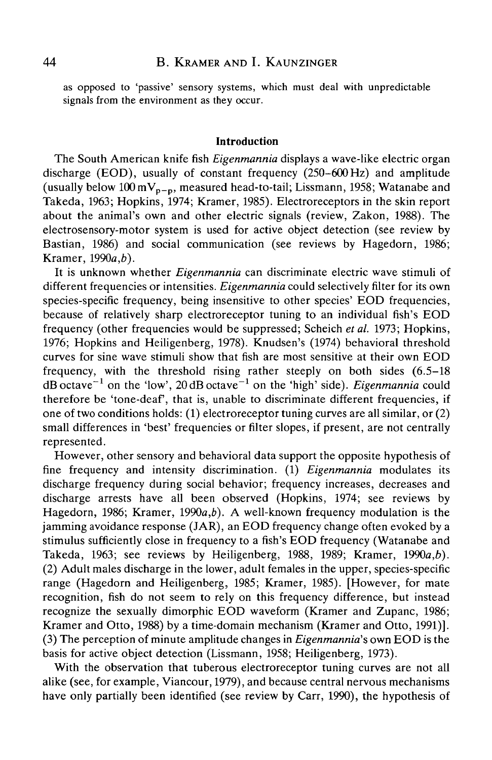as opposed to 'passive' sensory systems, which must deal with unpredictable signals from the environment as they occur.

## Introduction

The South American knife fish *Eigenmannia* displays a wave-like electric organ discharge (EOD), usually of constant frequency (250–600 Hz) and amplitude (usually below 100 $mV_{p-p}$, measured head-to-tail; Lissmann, 1958; Watanabe and Takeda, 1963; Hopkins, 1974; Kramer, 1985). Electroreceptors in the skin report about the animal's own and other electric signals (review, Zakon, 1988). The electrosensory-motor system is used for active object detection (see review by Bastian, 1986) and social communication (see reviews by Hagedorn, 1986; Kramer, 1990*a*,*b*).

It is unknown whether *Eigenmannia* can discriminate electric wave stimuli of different frequencies or intensities. *Eigenmannia* could selectively filter for its own species-specific frequency, being insensitive to other species' EOD frequencies, because of relatively sharp electroreceptor tuning to an individual fish's EOD frequency (other frequencies would be suppressed; Scheich *et al.* 1973; Hopkins, 1976; Hopkins and Heiligenberg, 1978). Knudsen's (1974) behavioral threshold curves for sine wave stimuli show that fish are most sensitive at their own EOD frequency, with the threshold rising rather steeply on both sides (6.5–18 dB $octave^{-1}$ on the 'low', 20 dB $octave^{-1}$ on the 'high' side). *Eigenmannia* could therefore be 'tone-deaf', that is, unable to discriminate different frequencies, if one of two conditions holds: (1) electroreceptor tuning curves are all similar, or (2) small differences in 'best' frequencies or filter slopes, if present, are not centrally represented.

However, other sensory and behavioral data support the opposite hypothesis of fine frequency and intensity discrimination. (1) *Eigenmannia* modulates its discharge frequency during social behavior; frequency increases, decreases and discharge arrests have all been observed (Hopkins, 1974; see reviews by Hagedorn, 1986; Kramer, 1990*a*,*b*). A well-known frequency modulation is the jamming avoidance response (JAR), an EOD frequency change often evoked by a stimulus sufficiently close in frequency to a fish's EOD frequency (Watanabe and Takeda, 1963; see reviews by Heiligenberg, 1988, 1989; Kramer, 1990*a*,*b*). (2) Adult males discharge in the lower, adult females in the upper, species-specific range (Hagedorn and Heiligenberg, 1985; Kramer, 1985). [However, for mate recognition, fish do not seem to rely on this frequency difference, but instead recognize the sexually dimorphic EOD waveform (Kramer and Zupanc, 1986; Kramer and Otto, 1988) by a time-domain mechanism (Kramer and Otto, 1991)]. (3) The perception of minute amplitude changes in *Eigenmannia*'s own EOD is the basis for active object detection (Lissmann, 1958; Heiligenberg, 1973).

With the observation that tuberous electroreceptor tuning curves are not all alike (see, for example, Viancour, 1979), and because central nervous mechanisms have only partially been identified (see review by Carr, 1990), the hypothesis of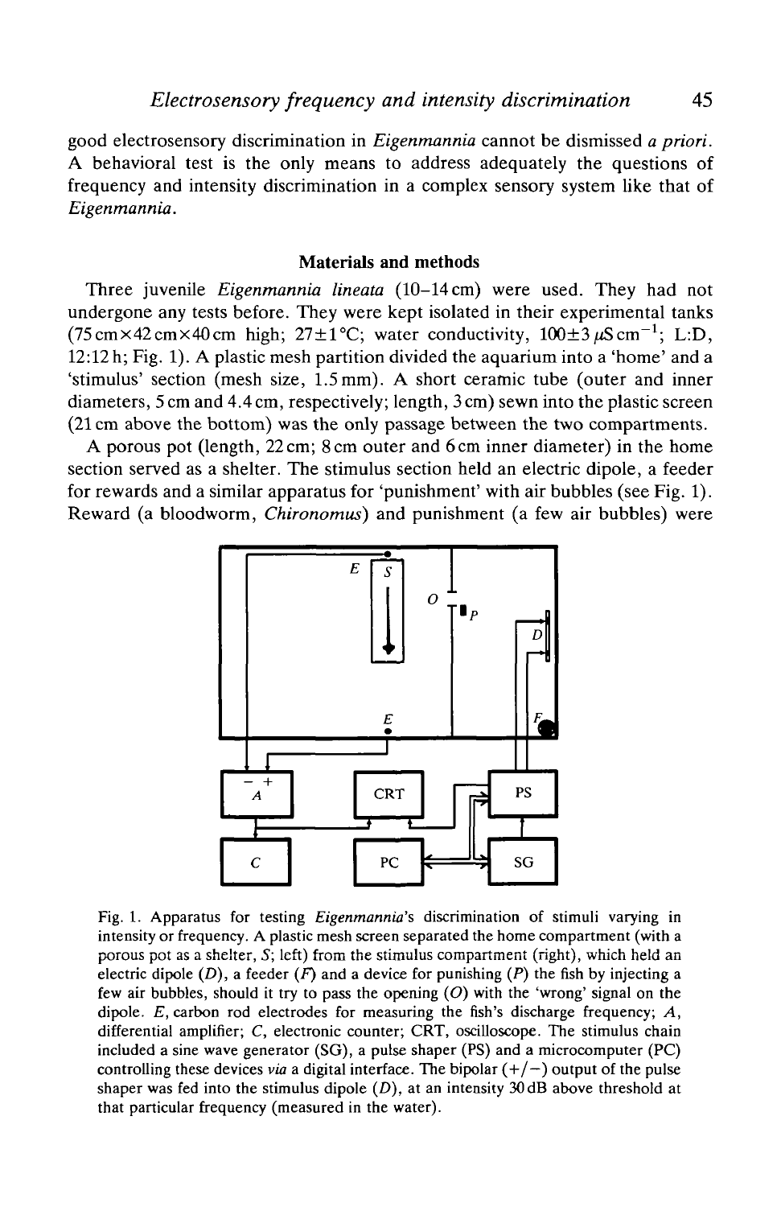good electrosensory discrimination in *Eigenmannia* cannot be dismissed *a priori*. A behavioral test is the only means to address adequately the questions of frequency and intensity discrimination in a complex sensory system like that of *Eigenmannia*.

## Materials and methods

Three juvenile *Eigenmannia lineata* (10–14 cm) were used. They had not undergone any tests before. They were kept isolated in their experimental tanks (75 cm×42 cm×40 cm high; 27±1 °C; water conductivity, 100±3 μS cm$^{-1}$; L:D, 12:12 h; Fig. 1). A plastic mesh partition divided the aquarium into a 'home' and a 'stimulus' section (mesh size, 1.5 mm). A short ceramic tube (outer and inner diameters, 5 cm and 4.4 cm, respectively; length, 3 cm) sewn into the plastic screen (21 cm above the bottom) was the only passage between the two compartments.

A porous pot (length, 22 cm; 8 cm outer and 6 cm inner diameter) in the home section served as a shelter. The stimulus section held an electric dipole, a feeder for rewards and a similar apparatus for 'punishment' with air bubbles (see Fig. 1). Reward (a bloodworm, *Chironomus*) and punishment (a few air bubbles) were

Fig. 1. Apparatus for testing *Eigenmannia*'s discrimination of stimuli varying in intensity or frequency. A plastic mesh screen separated the home compartment (with a porous pot as a shelter, *S*; left) from the stimulus compartment (right), which held an electric dipole (*D*), a feeder (*F*) and a device for punishing (*P*) the fish by injecting a few air bubbles, should it try to pass the opening (*O*) with the 'wrong' signal on the dipole. *E*, carbon rod electrodes for measuring the fish's discharge frequency; *A*, differential amplifier; *C*, electronic counter; CRT, oscilloscope. The stimulus chain included a sine wave generator (SG), a pulse shaper (PS) and a microcomputer (PC) controlling these devices *via* a digital interface. The bipolar (+/−) output of the pulse shaper was fed into the stimulus dipole (*D*), at an intensity 30 dB above threshold at that particular frequency (measured in the water).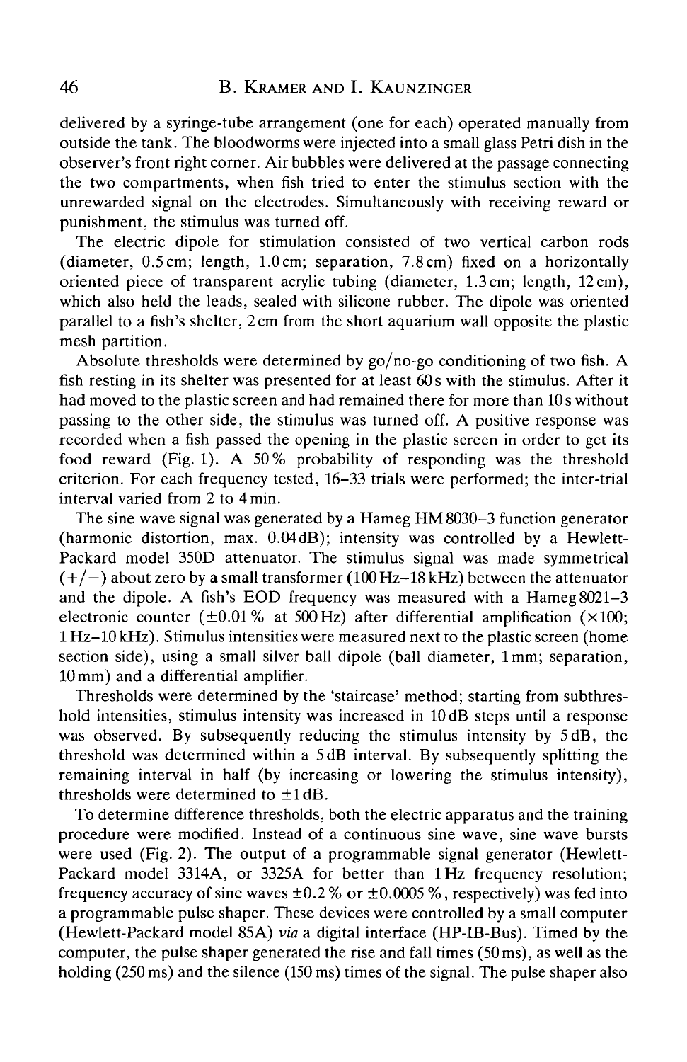delivered by a syringe-tube arrangement (one for each) operated manually from outside the tank. The bloodworms were injected into a small glass Petri dish in the observer's front right corner. Air bubbles were delivered at the passage connecting the two compartments, when fish tried to enter the stimulus section with the unrewarded signal on the electrodes. Simultaneously with receiving reward or punishment, the stimulus was turned off.

The electric dipole for stimulation consisted of two vertical carbon rods (diameter, 0.5 cm; length, 1.0 cm; separation, 7.8 cm) fixed on a horizontally oriented piece of transparent acrylic tubing (diameter, 1.3 cm; length, 12 cm), which also held the leads, sealed with silicone rubber. The dipole was oriented parallel to a fish's shelter, 2 cm from the short aquarium wall opposite the plastic mesh partition.

Absolute thresholds were determined by go/no-go conditioning of two fish. A fish resting in its shelter was presented for at least 60 s with the stimulus. After it had moved to the plastic screen and had remained there for more than 10 s without passing to the other side, the stimulus was turned off. A positive response was recorded when a fish passed the opening in the plastic screen in order to get its food reward (Fig. 1). A 50 % probability of responding was the threshold criterion. For each frequency tested, 16–33 trials were performed; the inter-trial interval varied from 2 to 4 min.

The sine wave signal was generated by a Hameg HM 8030-3 function generator (harmonic distortion, max. 0.04 dB); intensity was controlled by a Hewlett-Packard model 350D attenuator. The stimulus signal was made symmetrical (+/−) about zero by a small transformer (100 Hz–18 kHz) between the attenuator and the dipole. A fish's EOD frequency was measured with a Hameg 8021-3 electronic counter (±0.01 % at 500 Hz) after differential amplification (×100; 1 Hz–10 kHz). Stimulus intensities were measured next to the plastic screen (home section side), using a small silver ball dipole (ball diameter, 1 mm; separation, 10 mm) and a differential amplifier.

Thresholds were determined by the 'staircase' method; starting from subthreshold intensities, stimulus intensity was increased in 10 dB steps until a response was observed. By subsequently reducing the stimulus intensity by 5 dB, the threshold was determined within a 5 dB interval. By subsequently splitting the remaining interval in half (by increasing or lowering the stimulus intensity), thresholds were determined to ±1 dB.

To determine difference thresholds, both the electric apparatus and the training procedure were modified. Instead of a continuous sine wave, sine wave bursts were used (Fig. 2). The output of a programmable signal generator (Hewlett-Packard model 3314A, or 3325A for better than 1 Hz frequency resolution; frequency accuracy of sine waves ±0.2 % or ±0.0005 %, respectively) was fed into a programmable pulse shaper. These devices were controlled by a small computer (Hewlett-Packard model 85A) *via* a digital interface (HP-IB-Bus). Timed by the computer, the pulse shaper generated the rise and fall times (50 ms), as well as the holding (250 ms) and the silence (150 ms) times of the signal. The pulse shaper also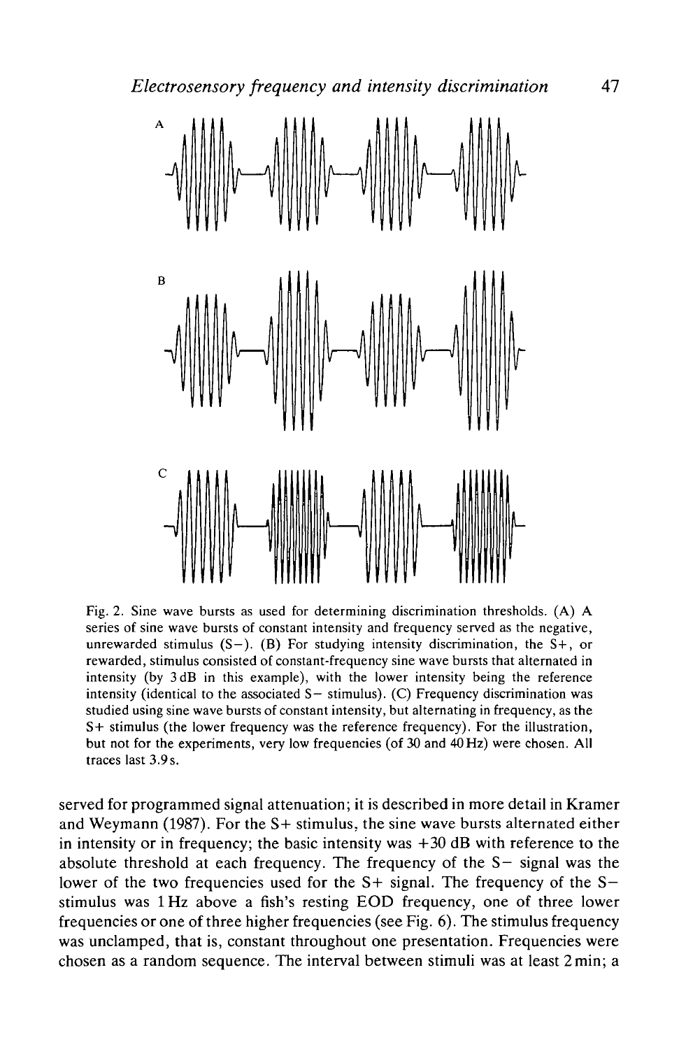Fig. 2. Sine wave bursts as used for determining discrimination thresholds. (A) A series of sine wave bursts of constant intensity and frequency served as the negative, unrewarded stimulus (S−). (B) For studying intensity discrimination, the S+, or rewarded, stimulus consisted of constant-frequency sine wave bursts that alternated in intensity (by 3 dB in this example), with the lower intensity being the reference intensity (identical to the associated S− stimulus). (C) Frequency discrimination was studied using sine wave bursts of constant intensity, but alternating in frequency, as the S+ stimulus (the lower frequency was the reference frequency). For the illustration, but not for the experiments, very low frequencies (of 30 and 40 Hz) were chosen. All traces last 3.9 s.

served for programmed signal attenuation; it is described in more detail in Kramer and Weymann (1987). For the S+ stimulus, the sine wave bursts alternated either in intensity or in frequency; the basic intensity was +30 dB with reference to the absolute threshold at each frequency. The frequency of the S− signal was the lower of the two frequencies used for the S+ signal. The frequency of the S− stimulus was 1 Hz above a fish's resting EOD frequency, one of three lower frequencies or one of three higher frequencies (see Fig. 6). The stimulus frequency was unclamped, that is, constant throughout one presentation. Frequencies were chosen as a random sequence. The interval between stimuli was at least 2 min; a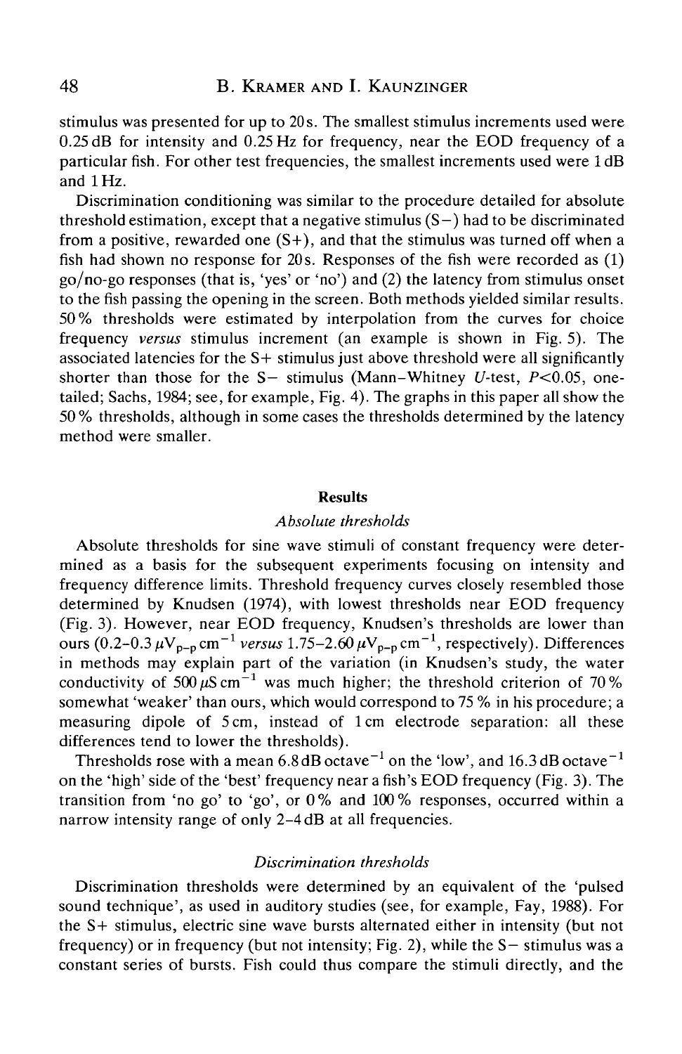stimulus was presented for up to 20 s. The smallest stimulus increments used were 0.25 dB for intensity and 0.25 Hz for frequency, near the EOD frequency of a particular fish. For other test frequencies, the smallest increments used were 1 dB and 1 Hz.

Discrimination conditioning was similar to the procedure detailed for absolute threshold estimation, except that a negative stimulus (S−) had to be discriminated from a positive, rewarded one (S+), and that the stimulus was turned off when a fish had shown no response for 20 s. Responses of the fish were recorded as (1) go/no-go responses (that is, 'yes' or 'no') and (2) the latency from stimulus onset to the fish passing the opening in the screen. Both methods yielded similar results. 50 % thresholds were estimated by interpolation from the curves for choice frequency *versus* stimulus increment (an example is shown in Fig. 5). The associated latencies for the S+ stimulus just above threshold were all significantly shorter than those for the S− stimulus (Mann–Whitney *U*-test, $P<0.05$, one-tailed; Sachs, 1984; see, for example, Fig. 4). The graphs in this paper all show the 50 % thresholds, although in some cases the thresholds determined by the latency method were smaller.

## Results

### *Absolute thresholds*

Absolute thresholds for sine wave stimuli of constant frequency were determined as a basis for the subsequent experiments focusing on intensity and frequency difference limits. Threshold frequency curves closely resembled those determined by Knudsen (1974), with lowest thresholds near EOD frequency (Fig. 3). However, near EOD frequency, Knudsen's thresholds are lower than ours ($0.2$–$0.3\,\mu V_{p-p}\,cm^{-1}$ *versus* $1.75$–$2.60\,\mu V_{p-p}\,cm^{-1}$, respectively). Differences in methods may explain part of the variation (in Knudsen's study, the water conductivity of $500\,\mu S\,cm^{-1}$ was much higher; the threshold criterion of 70 % somewhat 'weaker' than ours, which would correspond to 75 % in his procedure; a measuring dipole of 5 cm, instead of 1 cm electrode separation: all these differences tend to lower the thresholds).

Thresholds rose with a mean $6.8\,dB\,octave^{-1}$ on the 'low', and $16.3\,dB\,octave^{-1}$ on the 'high' side of the 'best' frequency near a fish's EOD frequency (Fig. 3). The transition from 'no go' to 'go', or 0 % and 100 % responses, occurred within a narrow intensity range of only 2–4 dB at all frequencies.

### *Discrimination thresholds*

Discrimination thresholds were determined by an equivalent of the 'pulsed sound technique', as used in auditory studies (see, for example, Fay, 1988). For the S+ stimulus, electric sine wave bursts alternated either in intensity (but not frequency) or in frequency (but not intensity; Fig. 2), while the S− stimulus was a constant series of bursts. Fish could thus compare the stimuli directly, and the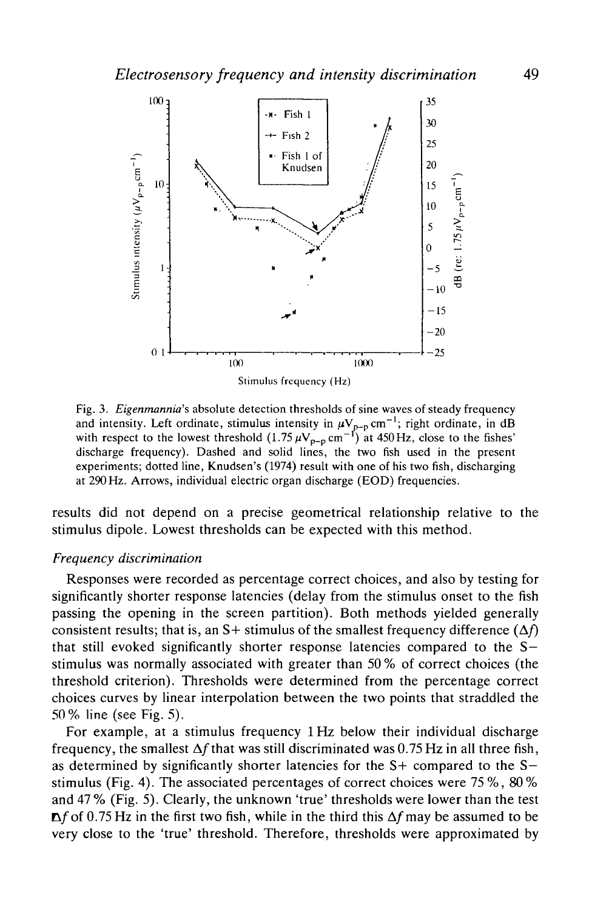Fig. 3. *Eigenmannia*'s absolute detection thresholds of sine waves of steady frequency and intensity. Left ordinate, stimulus intensity in $\mu V_{p-p}\,cm^{-1}$; right ordinate, in dB with respect to the lowest threshold ($1.75\,\mu V_{p-p}\,cm^{-1}$) at 450 Hz, close to the fishes' discharge frequency). Dashed and solid lines, the two fish used in the present experiments; dotted line, Knudsen's (1974) result with one of his two fish, discharging at 290 Hz. Arrows, individual electric organ discharge (EOD) frequencies.

results did not depend on a precise geometrical relationship relative to the stimulus dipole. Lowest thresholds can be expected with this method.

### *Frequency discrimination*

Responses were recorded as percentage correct choices, and also by testing for significantly shorter response latencies (delay from the stimulus onset to the fish passing the opening in the screen partition). Both methods yielded generally consistent results; that is, an S+ stimulus of the smallest frequency difference ($\Delta f$) that still evoked significantly shorter response latencies compared to the S− stimulus was normally associated with greater than 50 % of correct choices (the threshold criterion). Thresholds were determined from the percentage correct choices curves by linear interpolation between the two points that straddled the 50 % line (see Fig. 5).

For example, at a stimulus frequency 1 Hz below their individual discharge frequency, the smallest $\Delta f$ that was still discriminated was 0.75 Hz in all three fish, as determined by significantly shorter latencies for the S+ compared to the S− stimulus (Fig. 4). The associated percentages of correct choices were 75 %, 80 % and 47 % (Fig. 5). Clearly, the unknown 'true' thresholds were lower than the test $\Delta f$ of 0.75 Hz in the first two fish, while in the third this $\Delta f$ may be assumed to be very close to the 'true' threshold. Therefore, thresholds were approximated by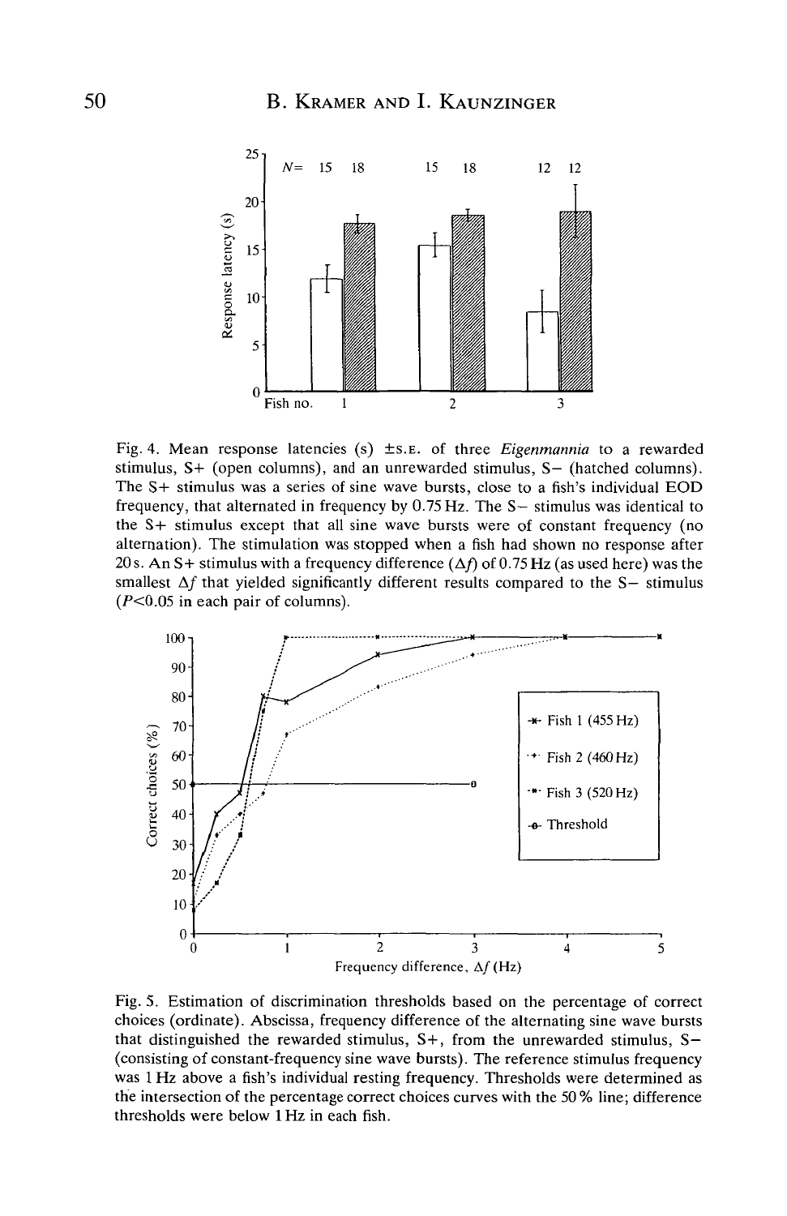Fig. 4. Mean response latencies (s) ±S.E. of three *Eigenmannia* to a rewarded stimulus, S+ (open columns), and an unrewarded stimulus, S− (hatched columns). The S+ stimulus was a series of sine wave bursts, close to a fish's individual EOD frequency, that alternated in frequency by 0.75 Hz. The S− stimulus was identical to the S+ stimulus except that all sine wave bursts were of constant frequency (no alternation). The stimulation was stopped when a fish had shown no response after 20 s. An S+ stimulus with a frequency difference ($\Delta f$) of 0.75 Hz (as used here) was the smallest $\Delta f$ that yielded significantly different results compared to the S− stimulus ($P<0.05$ in each pair of columns).

Fig. 5. Estimation of discrimination thresholds based on the percentage of correct choices (ordinate). Abscissa, frequency difference of the alternating sine wave bursts that distinguished the rewarded stimulus, S+, from the unrewarded stimulus, S− (consisting of constant-frequency sine wave bursts). The reference stimulus frequency was 1 Hz above a fish's individual resting frequency. Thresholds were determined as the intersection of the percentage correct choices curves with the 50 % line; difference thresholds were below 1 Hz in each fish.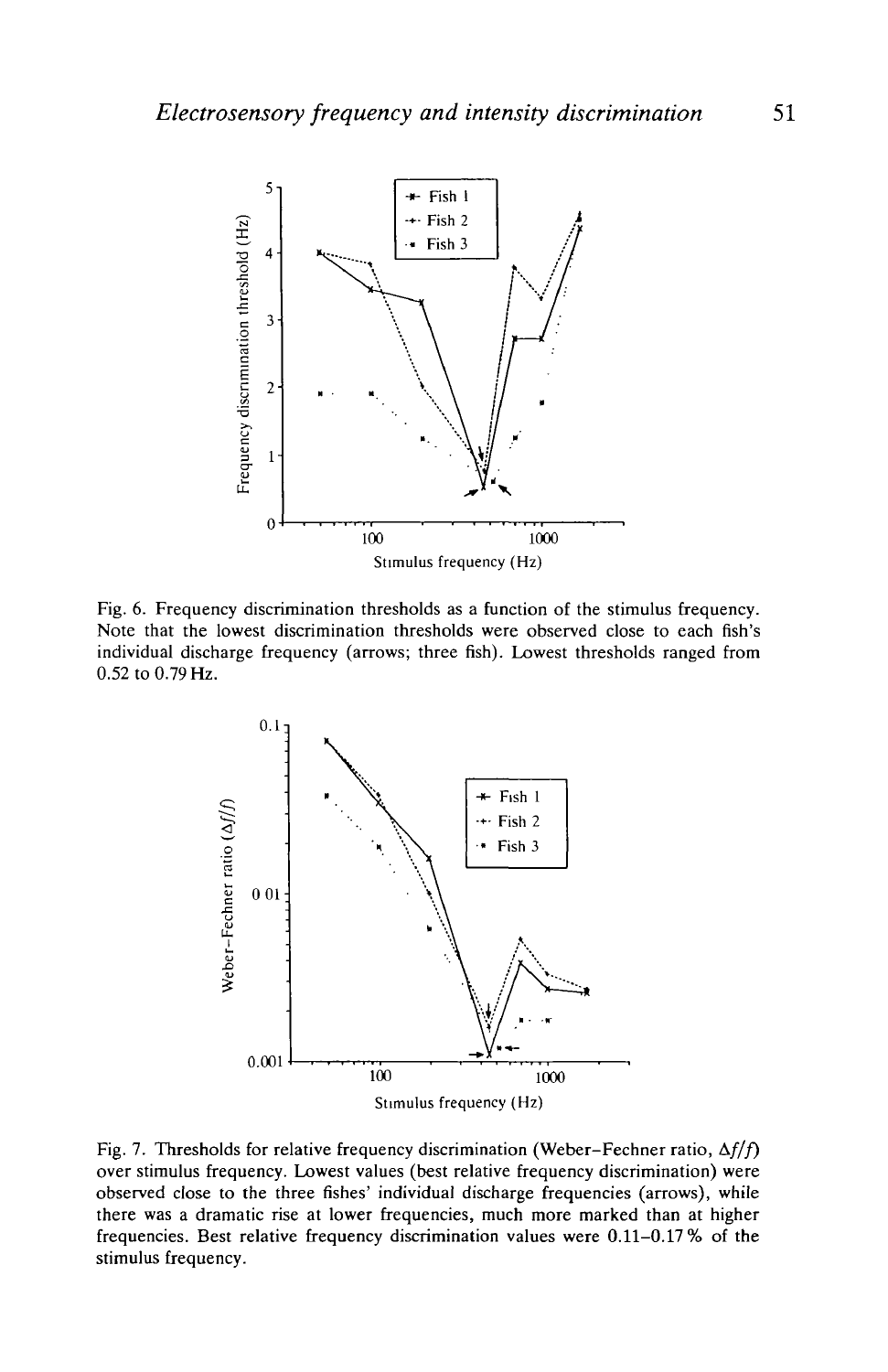Fig. 6. Frequency discrimination thresholds as a function of the stimulus frequency. Note that the lowest discrimination thresholds were observed close to each fish's individual discharge frequency (arrows; three fish). Lowest thresholds ranged from 0.52 to 0.79 Hz.

Fig. 7. Thresholds for relative frequency discrimination (Weber–Fechner ratio, $\Delta f/f$) over stimulus frequency. Lowest values (best relative frequency discrimination) were observed close to the three fishes' individual discharge frequencies (arrows), while there was a dramatic rise at lower frequencies, much more marked than at higher frequencies. Best relative frequency discrimination values were 0.11–0.17 % of the stimulus frequency.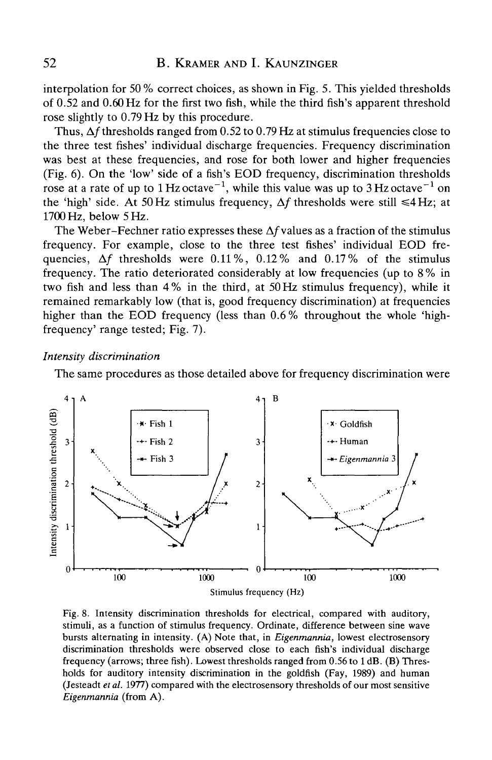interpolation for 50 % correct choices, as shown in Fig. 5. This yielded thresholds of 0.52 and 0.60 Hz for the first two fish, while the third fish's apparent threshold rose slightly to 0.79 Hz by this procedure.

Thus, $\Delta f$ thresholds ranged from 0.52 to 0.79 Hz at stimulus frequencies close to the three test fishes' individual discharge frequencies. Frequency discrimination was best at these frequencies, and rose for both lower and higher frequencies (Fig. 6). On the 'low' side of a fish's EOD frequency, discrimination thresholds rose at a rate of up to $1\,\text{Hz}\,\text{octave}^{-1}$, while this value was up to $3\,\text{Hz}\,\text{octave}^{-1}$ on the 'high' side. At 50 Hz stimulus frequency, $\Delta f$ thresholds were still $\leqslant$4 Hz; at 1700 Hz, below 5 Hz.

The Weber–Fechner ratio expresses these $\Delta f$ values as a fraction of the stimulus frequency. For example, close to the three test fishes' individual EOD frequencies, $\Delta f$ thresholds were 0.11 %, 0.12 % and 0.17 % of the stimulus frequency. The ratio deteriorated considerably at low frequencies (up to 8 % in two fish and less than 4 % in the third, at 50 Hz stimulus frequency), while it remained remarkably low (that is, good frequency discrimination) at frequencies higher than the EOD frequency (less than 0.6 % throughout the whole 'high-frequency' range tested; Fig. 7).

### *Intensity discrimination*

The same procedures as those detailed above for frequency discrimination were

Fig. 8. Intensity discrimination thresholds for electrical, compared with auditory, stimuli, as a function of stimulus frequency. Ordinate, difference between sine wave bursts alternating in intensity. (A) Note that, in *Eigenmannia*, lowest electrosensory discrimination thresholds were observed close to each fish's individual discharge frequency (arrows; three fish). Lowest thresholds ranged from 0.56 to 1 dB. (B) Thresholds for auditory intensity discrimination in the goldfish (Fay, 1989) and human (Jesteadt *et al.* 1977) compared with the electrosensory thresholds of our most sensitive *Eigenmannia* (from A).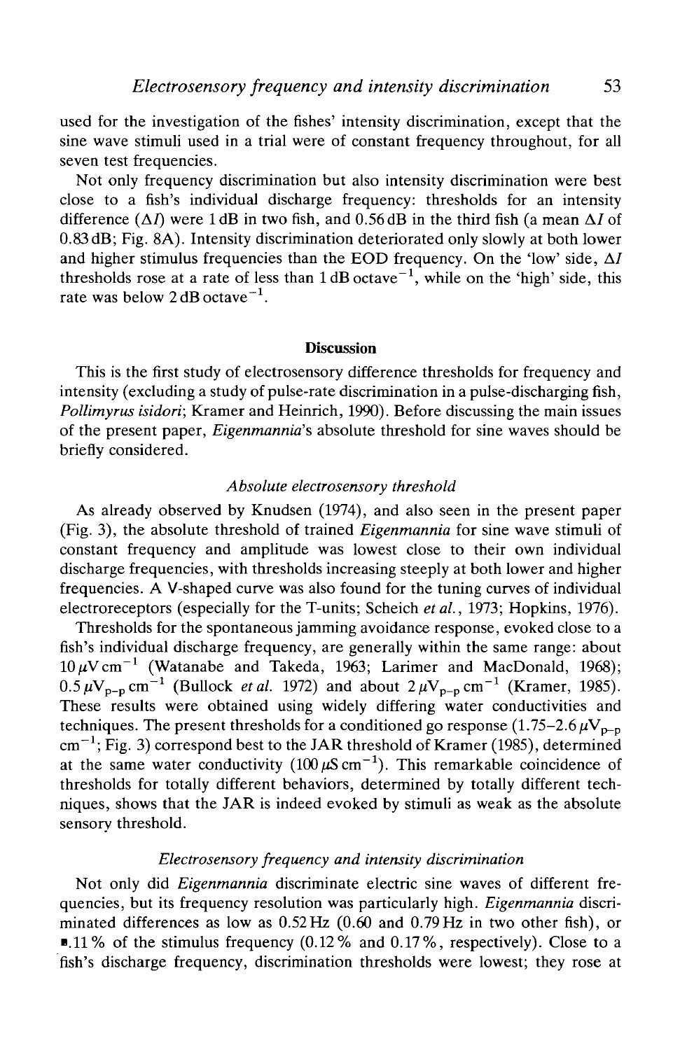used for the investigation of the fishes' intensity discrimination, except that the sine wave stimuli used in a trial were of constant frequency throughout, for all seven test frequencies.

Not only frequency discrimination but also intensity discrimination were best close to a fish's individual discharge frequency: thresholds for an intensity difference ($\Delta I$) were 1 dB in two fish, and 0.56 dB in the third fish (a mean $\Delta I$ of 0.83 dB; Fig. 8A). Intensity discrimination deteriorated only slowly at both lower and higher stimulus frequencies than the EOD frequency. On the 'low' side, $\Delta I$ thresholds rose at a rate of less than 1 dB octave$^{-1}$, while on the 'high' side, this rate was below 2 dB octave$^{-1}$.

## Discussion

This is the first study of electrosensory difference thresholds for frequency and intensity (excluding a study of pulse-rate discrimination in a pulse-discharging fish, *Pollimyrus isidori*; Kramer and Heinrich, 1990). Before discussing the main issues of the present paper, *Eigenmannia*'s absolute threshold for sine waves should be briefly considered.

### *Absolute electrosensory threshold*

As already observed by Knudsen (1974), and also seen in the present paper (Fig. 3), the absolute threshold of trained *Eigenmannia* for sine wave stimuli of constant frequency and amplitude was lowest close to their own individual discharge frequencies, with thresholds increasing steeply at both lower and higher frequencies. A V-shaped curve was also found for the tuning curves of individual electroreceptors (especially for the T-units; Scheich *et al.*, 1973; Hopkins, 1976).

Thresholds for the spontaneous jamming avoidance response, evoked close to a fish's individual discharge frequency, are generally within the same range: about 10 $\mu$V cm$^{-1}$ (Watanabe and Takeda, 1963; Larimer and MacDonald, 1968); 0.5 $\mu V_{p-p}$ cm$^{-1}$ (Bullock *et al.* 1972) and about 2 $\mu V_{p-p}$ cm$^{-1}$ (Kramer, 1985). These results were obtained using widely differing water conductivities and techniques. The present thresholds for a conditioned go response (1.75–2.6 $\mu V_{p-p}$ cm$^{-1}$; Fig. 3) correspond best to the JAR threshold of Kramer (1985), determined at the same water conductivity (100 $\mu$S cm$^{-1}$). This remarkable coincidence of thresholds for totally different behaviors, determined by totally different techniques, shows that the JAR is indeed evoked by stimuli as weak as the absolute sensory threshold.

### *Electrosensory frequency and intensity discrimination*

Not only did *Eigenmannia* discriminate electric sine waves of different frequencies, but its frequency resolution was particularly high. *Eigenmannia* discriminated differences as low as 0.52 Hz (0.60 and 0.79 Hz in two other fish), or 0.11 % of the stimulus frequency (0.12 % and 0.17 %, respectively). Close to a fish's discharge frequency, discrimination thresholds were lowest; they rose at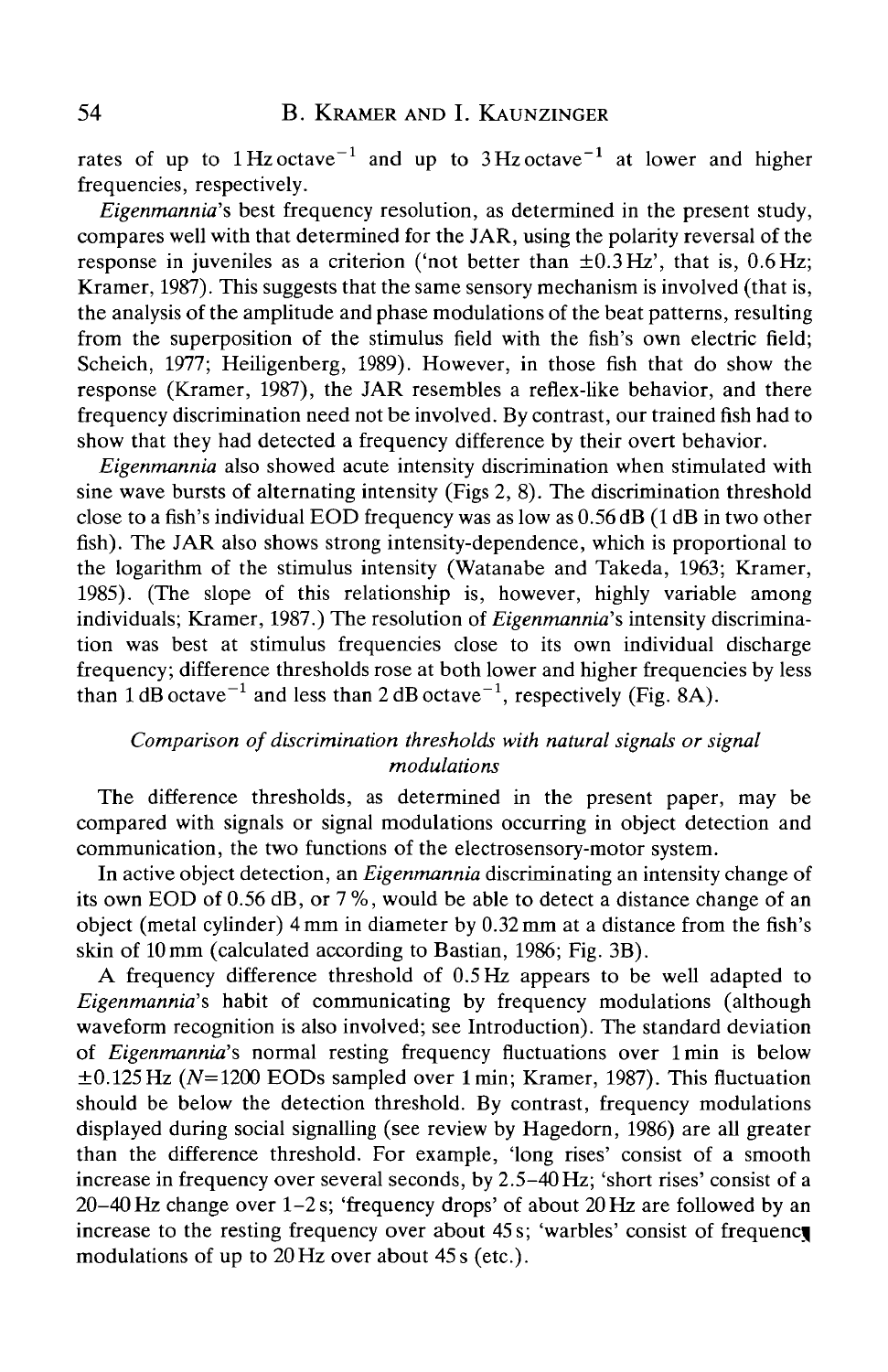rates of up to $1\,\text{Hz}\,\text{octave}^{-1}$ and up to $3\,\text{Hz}\,\text{octave}^{-1}$ at lower and higher frequencies, respectively.

*Eigenmannia*'s best frequency resolution, as determined in the present study, compares well with that determined for the JAR, using the polarity reversal of the response in juveniles as a criterion ('not better than $\pm 0.3\,\text{Hz}$', that is, 0.6 Hz; Kramer, 1987). This suggests that the same sensory mechanism is involved (that is, the analysis of the amplitude and phase modulations of the beat patterns, resulting from the superposition of the stimulus field with the fish's own electric field; Scheich, 1977; Heiligenberg, 1989). However, in those fish that do show the response (Kramer, 1987), the JAR resembles a reflex-like behavior, and there frequency discrimination need not be involved. By contrast, our trained fish had to show that they had detected a frequency difference by their overt behavior.

*Eigenmannia* also showed acute intensity discrimination when stimulated with sine wave bursts of alternating intensity (Figs 2, 8). The discrimination threshold close to a fish's individual EOD frequency was as low as 0.56 dB (1 dB in two other fish). The JAR also shows strong intensity-dependence, which is proportional to the logarithm of the stimulus intensity (Watanabe and Takeda, 1963; Kramer, 1985). (The slope of this relationship is, however, highly variable among individuals; Kramer, 1987.) The resolution of *Eigenmannia*'s intensity discrimination was best at stimulus frequencies close to its own individual discharge frequency; difference thresholds rose at both lower and higher frequencies by less than $1\,\text{dB}\,\text{octave}^{-1}$ and less than $2\,\text{dB}\,\text{octave}^{-1}$, respectively (Fig. 8A).

### *Comparison of discrimination thresholds with natural signals or signal modulations*

The difference thresholds, as determined in the present paper, may be compared with signals or signal modulations occurring in object detection and communication, the two functions of the electrosensory-motor system.

In active object detection, an *Eigenmannia* discriminating an intensity change of its own EOD of 0.56 dB, or 7 %, would be able to detect a distance change of an object (metal cylinder) 4 mm in diameter by 0.32 mm at a distance from the fish's skin of 10 mm (calculated according to Bastian, 1986; Fig. 3B).

A frequency difference threshold of 0.5 Hz appears to be well adapted to *Eigenmannia*'s habit of communicating by frequency modulations (although waveform recognition is also involved; see Introduction). The standard deviation of *Eigenmannia*'s normal resting frequency fluctuations over 1 min is below $\pm 0.125\,\text{Hz}$ ($N$=1200 EODs sampled over 1 min; Kramer, 1987). This fluctuation should be below the detection threshold. By contrast, frequency modulations displayed during social signalling (see review by Hagedorn, 1986) are all greater than the difference threshold. For example, 'long rises' consist of a smooth increase in frequency over several seconds, by 2.5–40 Hz; 'short rises' consist of a 20–40 Hz change over 1–2 s; 'frequency drops' of about 20 Hz are followed by an increase to the resting frequency over about 45 s; 'warbles' consist of frequency modulations of up to 20 Hz over about 45 s (etc.).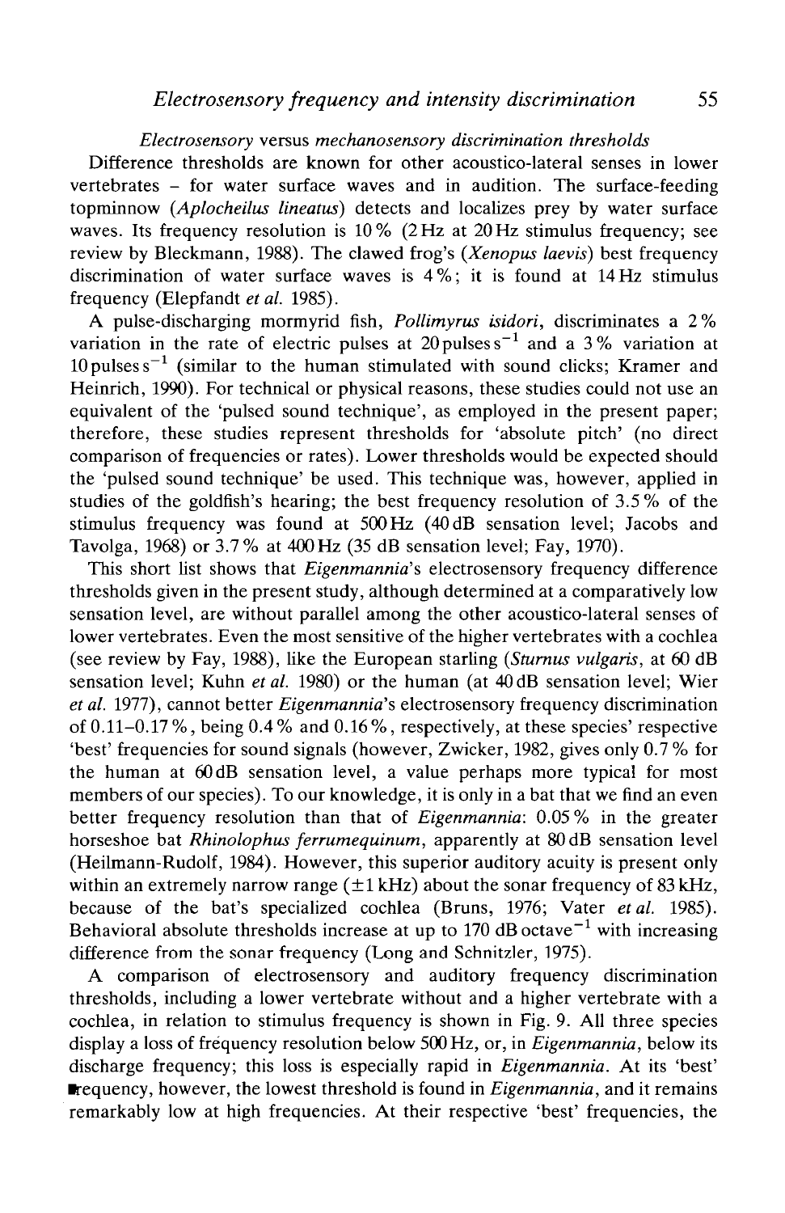*Electrosensory* versus *mechanosensory discrimination thresholds*

Difference thresholds are known for other acoustico-lateral senses in lower vertebrates – for water surface waves and in audition. The surface-feeding topminnow (*Aplocheilus lineatus*) detects and localizes prey by water surface waves. Its frequency resolution is 10 % (2 Hz at 20 Hz stimulus frequency; see review by Bleckmann, 1988). The clawed frog's (*Xenopus laevis*) best frequency discrimination of water surface waves is 4 %; it is found at 14 Hz stimulus frequency (Elepfandt *et al.* 1985).

A pulse-discharging mormyrid fish, *Pollimyrus isidori*, discriminates a 2 % variation in the rate of electric pulses at 20 pulses $s^{-1}$ and a 3 % variation at 10 pulses $s^{-1}$ (similar to the human stimulated with sound clicks; Kramer and Heinrich, 1990). For technical or physical reasons, these studies could not use an equivalent of the 'pulsed sound technique', as employed in the present paper; therefore, these studies represent thresholds for 'absolute pitch' (no direct comparison of frequencies or rates). Lower thresholds would be expected should the 'pulsed sound technique' be used. This technique was, however, applied in studies of the goldfish's hearing; the best frequency resolution of 3.5 % of the stimulus frequency was found at 500 Hz (40 dB sensation level; Jacobs and Tavolga, 1968) or 3.7 % at 400 Hz (35 dB sensation level; Fay, 1970).

This short list shows that *Eigenmannia*'s electrosensory frequency difference thresholds given in the present study, although determined at a comparatively low sensation level, are without parallel among the other acoustico-lateral senses of lower vertebrates. Even the most sensitive of the higher vertebrates with a cochlea (see review by Fay, 1988), like the European starling (*Sturnus vulgaris*, at 60 dB sensation level; Kuhn *et al.* 1980) or the human (at 40 dB sensation level; Wier *et al.* 1977), cannot better *Eigenmannia*'s electrosensory frequency discrimination of 0.11–0.17 %, being 0.4 % and 0.16 %, respectively, at these species' respective 'best' frequencies for sound signals (however, Zwicker, 1982, gives only 0.7 % for the human at 60 dB sensation level, a value perhaps more typical for most members of our species). To our knowledge, it is only in a bat that we find an even better frequency resolution than that of *Eigenmannia*: 0.05 % in the greater horseshoe bat *Rhinolophus ferrumequinum*, apparently at 80 dB sensation level (Heilmann-Rudolf, 1984). However, this superior auditory acuity is present only within an extremely narrow range (±1 kHz) about the sonar frequency of 83 kHz, because of the bat's specialized cochlea (Bruns, 1976; Vater *et al.* 1985). Behavioral absolute thresholds increase at up to 170 dB $octave^{-1}$ with increasing difference from the sonar frequency (Long and Schnitzler, 1975).

A comparison of electrosensory and auditory frequency discrimination thresholds, including a lower vertebrate without and a higher vertebrate with a cochlea, in relation to stimulus frequency is shown in Fig. 9. All three species display a loss of frequency resolution below 500 Hz, or, in *Eigenmannia*, below its discharge frequency; this loss is especially rapid in *Eigenmannia*. At its 'best' frequency, however, the lowest threshold is found in *Eigenmannia*, and it remains remarkably low at high frequencies. At their respective 'best' frequencies, the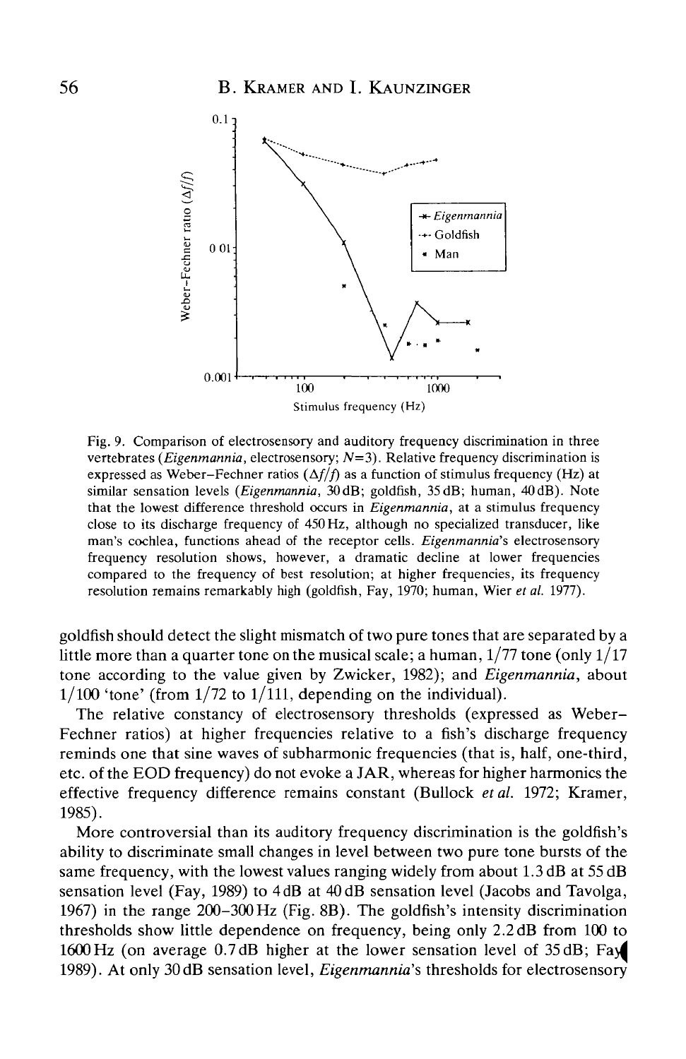Fig. 9. Comparison of electrosensory and auditory frequency discrimination in three vertebrates (*Eigenmannia*, electrosensory; $N=3$). Relative frequency discrimination is expressed as Weber–Fechner ratios ($\Delta f/f$) as a function of stimulus frequency (Hz) at similar sensation levels (*Eigenmannia*, 30 dB; goldfish, 35 dB; human, 40 dB). Note that the lowest difference threshold occurs in *Eigenmannia*, at a stimulus frequency close to its discharge frequency of 450 Hz, although no specialized transducer, like man's cochlea, functions ahead of the receptor cells. *Eigenmannia*'s electrosensory frequency resolution shows, however, a dramatic decline at lower frequencies compared to the frequency of best resolution; at higher frequencies, its frequency resolution remains remarkably high (goldfish, Fay, 1970; human, Wier *et al.* 1977).

goldfish should detect the slight mismatch of two pure tones that are separated by a little more than a quarter tone on the musical scale; a human, 1/77 tone (only 1/17 tone according to the value given by Zwicker, 1982); and *Eigenmannia*, about 1/100 'tone' (from 1/72 to 1/111, depending on the individual).

The relative constancy of electrosensory thresholds (expressed as Weber–Fechner ratios) at higher frequencies relative to a fish's discharge frequency reminds one that sine waves of subharmonic frequencies (that is, half, one-third, etc. of the EOD frequency) do not evoke a JAR, whereas for higher harmonics the effective frequency difference remains constant (Bullock *et al.* 1972; Kramer, 1985).

More controversial than its auditory frequency discrimination is the goldfish's ability to discriminate small changes in level between two pure tone bursts of the same frequency, with the lowest values ranging widely from about 1.3 dB at 55 dB sensation level (Fay, 1989) to 4 dB at 40 dB sensation level (Jacobs and Tavolga, 1967) in the range 200–300 Hz (Fig. 8B). The goldfish's intensity discrimination thresholds show little dependence on frequency, being only 2.2 dB from 100 to 1600 Hz (on average 0.7 dB higher at the lower sensation level of 35 dB; Fay, 1989). At only 30 dB sensation level, *Eigenmannia*'s thresholds for electrosensory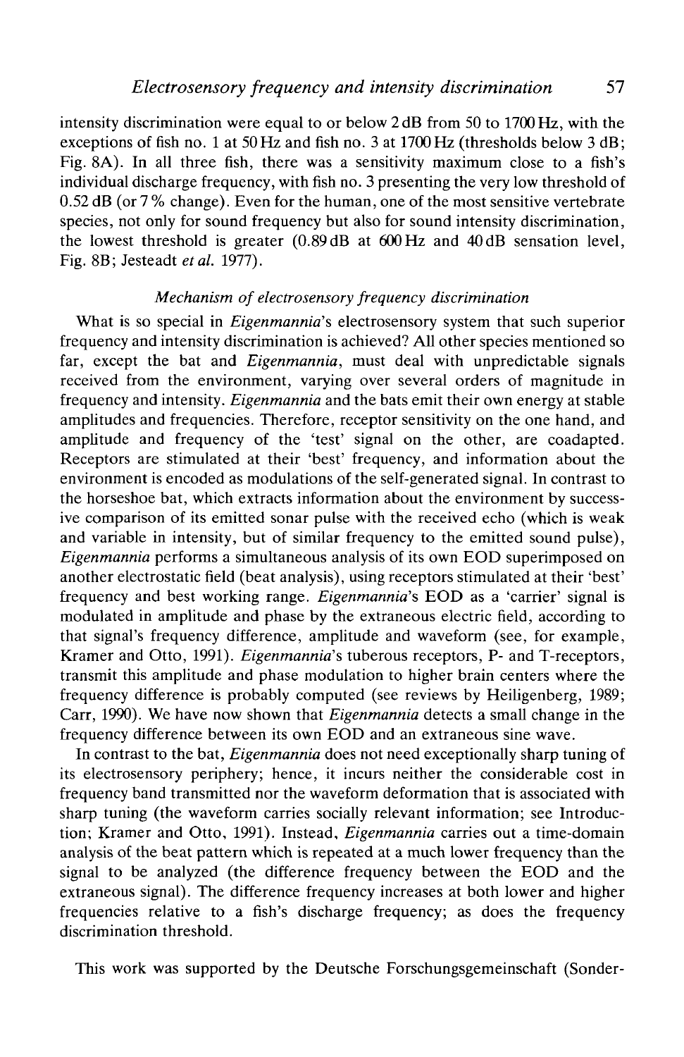intensity discrimination were equal to or below 2 dB from 50 to 1700 Hz, with the exceptions of fish no. 1 at 50 Hz and fish no. 3 at 1700 Hz (thresholds below 3 dB; Fig. 8A). In all three fish, there was a sensitivity maximum close to a fish's individual discharge frequency, with fish no. 3 presenting the very low threshold of 0.52 dB (or 7 % change). Even for the human, one of the most sensitive vertebrate species, not only for sound frequency but also for sound intensity discrimination, the lowest threshold is greater (0.89 dB at 600 Hz and 40 dB sensation level, Fig. 8B; Jesteadt *et al.* 1977).

### *Mechanism of electrosensory frequency discrimination*

What is so special in *Eigenmannia*'s electrosensory system that such superior frequency and intensity discrimination is achieved? All other species mentioned so far, except the bat and *Eigenmannia*, must deal with unpredictable signals received from the environment, varying over several orders of magnitude in frequency and intensity. *Eigenmannia* and the bats emit their own energy at stable amplitudes and frequencies. Therefore, receptor sensitivity on the one hand, and amplitude and frequency of the 'test' signal on the other, are coadapted. Receptors are stimulated at their 'best' frequency, and information about the environment is encoded as modulations of the self-generated signal. In contrast to the horseshoe bat, which extracts information about the environment by successive comparison of its emitted sonar pulse with the received echo (which is weak and variable in intensity, but of similar frequency to the emitted sound pulse), *Eigenmannia* performs a simultaneous analysis of its own EOD superimposed on another electrostatic field (beat analysis), using receptors stimulated at their 'best' frequency and best working range. *Eigenmannia*'s EOD as a 'carrier' signal is modulated in amplitude and phase by the extraneous electric field, according to that signal's frequency difference, amplitude and waveform (see, for example, Kramer and Otto, 1991). *Eigenmannia*'s tuberous receptors, P- and T-receptors, transmit this amplitude and phase modulation to higher brain centers where the frequency difference is probably computed (see reviews by Heiligenberg, 1989; Carr, 1990). We have now shown that *Eigenmannia* detects a small change in the frequency difference between its own EOD and an extraneous sine wave.

In contrast to the bat, *Eigenmannia* does not need exceptionally sharp tuning of its electrosensory periphery; hence, it incurs neither the considerable cost in frequency band transmitted nor the waveform deformation that is associated with sharp tuning (the waveform carries socially relevant information; see Introduction; Kramer and Otto, 1991). Instead, *Eigenmannia* carries out a time-domain analysis of the beat pattern which is repeated at a much lower frequency than the signal to be analyzed (the difference frequency between the EOD and the extraneous signal). The difference frequency increases at both lower and higher frequencies relative to a fish's discharge frequency; as does the frequency discrimination threshold.

This work was supported by the Deutsche Forschungsgemeinschaft (Sonder-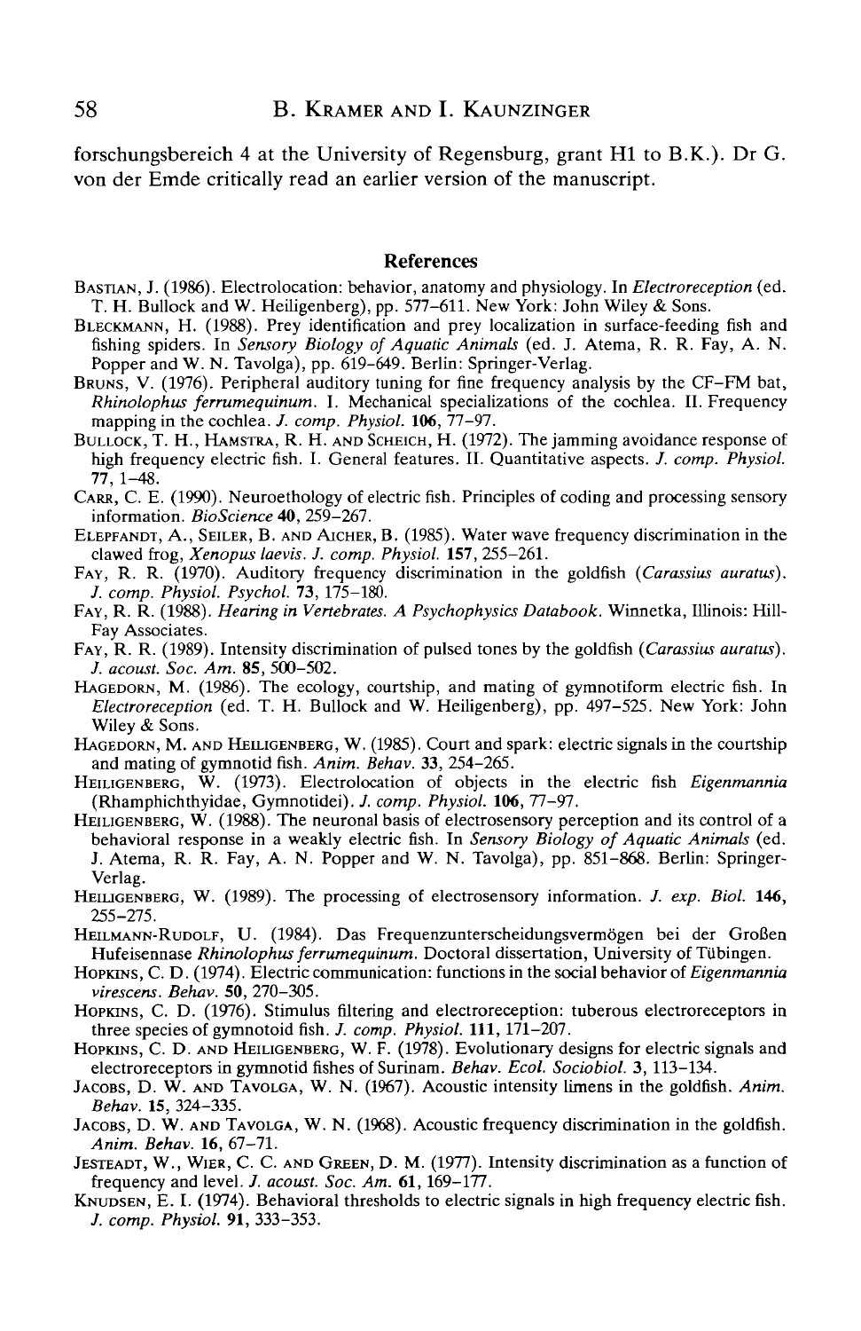forschungsbereich 4 at the University of Regensburg, grant H1 to B.K.). Dr G. von der Emde critically read an earlier version of the manuscript.

## References

Bastian, J. (1986). Electrolocation: behavior, anatomy and physiology. In *Electroreception* (ed. T. H. Bullock and W. Heiligenberg), pp. 577–611. New York: John Wiley & Sons.

Bleckmann, H. (1988). Prey identification and prey localization in surface-feeding fish and fishing spiders. In *Sensory Biology of Aquatic Animals* (ed. J. Atema, R. R. Fay, A. N. Popper and W. N. Tavolga), pp. 619–649. Berlin: Springer-Verlag.

Bruns, V. (1976). Peripheral auditory tuning for fine frequency analysis by the CF–FM bat, *Rhinolophus ferrumequinum*. I. Mechanical specializations of the cochlea. II. Frequency mapping in the cochlea. *J. comp. Physiol.* **106**, 77–97.

Bullock, T. H., Hamstra, R. H. and Scheich, H. (1972). The jamming avoidance response of high frequency electric fish. I. General features. II. Quantitative aspects. *J. comp. Physiol.* **77**, 1–48.

Carr, C. E. (1990). Neuroethology of electric fish. Principles of coding and processing sensory information. *BioScience* **40**, 259–267.

Elepfandt, A., Seiler, B. and Aicher, B. (1985). Water wave frequency discrimination in the clawed frog, *Xenopus laevis*. *J. comp. Physiol.* **157**, 255–261.

Fay, R. R. (1970). Auditory frequency discrimination in the goldfish (*Carassius auratus*). *J. comp. Physiol. Psychol.* **73**, 175–180.

Fay, R. R. (1988). *Hearing in Vertebrates. A Psychophysics Databook.* Winnetka, Illinois: Hill-Fay Associates.

Fay, R. R. (1989). Intensity discrimination of pulsed tones by the goldfish (*Carassius auratus*). *J. acoust. Soc. Am.* **85**, 500–502.

Hagedorn, M. (1986). The ecology, courtship, and mating of gymnotiform electric fish. In *Electroreception* (ed. T. H. Bullock and W. Heiligenberg), pp. 497–525. New York: John Wiley & Sons.

Hagedorn, M. and Heiligenberg, W. (1985). Court and spark: electric signals in the courtship and mating of gymnotid fish. *Anim. Behav.* **33**, 254–265.

Heiligenberg, W. (1973). Electrolocation of objects in the electric fish *Eigenmannia* (Rhamphichthyidae, Gymnotidei). *J. comp. Physiol.* **106**, 77–97.

Heiligenberg, W. (1988). The neuronal basis of electrosensory perception and its control of a behavioral response in a weakly electric fish. In *Sensory Biology of Aquatic Animals* (ed. J. Atema, R. R. Fay, A. N. Popper and W. N. Tavolga), pp. 851–868. Berlin: Springer-Verlag.

Heiligenberg, W. (1989). The processing of electrosensory information. *J. exp. Biol.* **146**, 255–275.

Heilmann-Rudolf, U. (1984). Das Frequenzunterscheidungsvermögen bei der Großen Hufeisennase *Rhinolophus ferrumequinum*. Doctoral dissertation, University of Tübingen.

Hopkins, C. D. (1974). Electric communication: functions in the social behavior of *Eigenmannia virescens*. *Behav.* **50**, 270–305.

Hopkins, C. D. (1976). Stimulus filtering and electroreception: tuberous electroreceptors in three species of gymnotoid fish. *J. comp. Physiol.* **111**, 171–207.

Hopkins, C. D. and Heiligenberg, W. F. (1978). Evolutionary designs for electric signals and electroreceptors in gymnotoid fishes of Surinam. *Behav. Ecol. Sociobiol.* **3**, 113–134.

Jacobs, D. W. and Tavolga, W. N. (1967). Acoustic intensity limens in the goldfish. *Anim. Behav.* **15**, 324–335.

Jacobs, D. W. and Tavolga, W. N. (1968). Acoustic frequency discrimination in the goldfish. *Anim. Behav.* **16**, 67–71.

Jesteadt, W., Wier, C. C. and Green, D. M. (1977). Intensity discrimination as a function of frequency and level. *J. acoust. Soc. Am.* **61**, 169–177.

Knudsen, E. I. (1974). Behavioral thresholds to electric signals in high frequency electric fish. *J. comp. Physiol.* **91**, 333–353.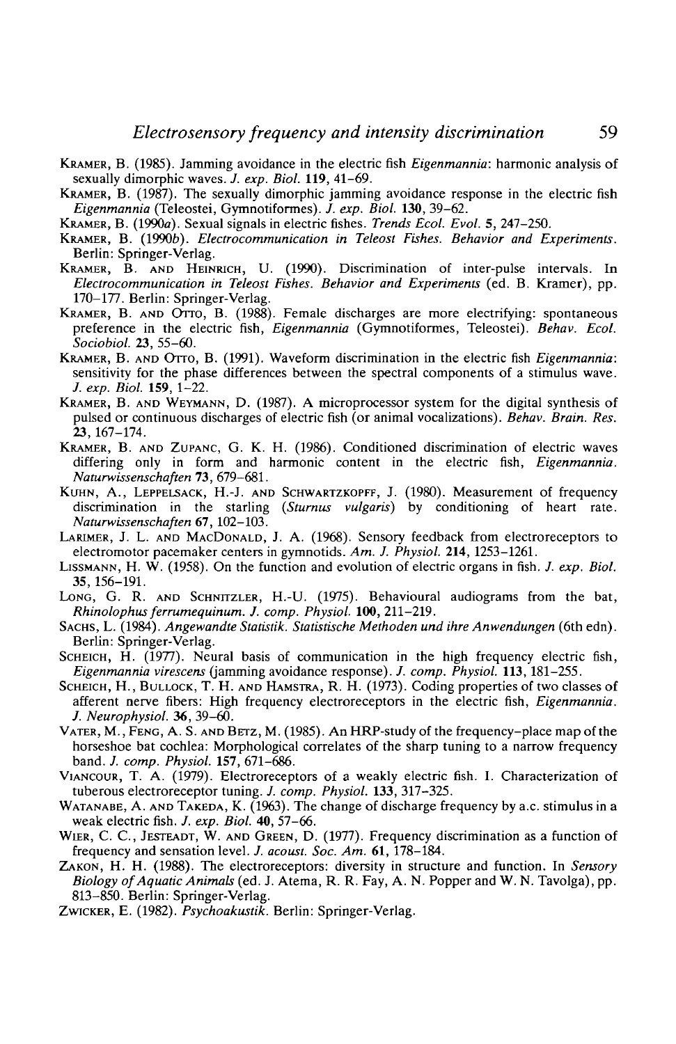KRAMER, B. (1985). Jamming avoidance in the electric fish *Eigenmannia*: harmonic analysis of sexually dimorphic waves. *J. exp. Biol.* **119**, 41–69.

KRAMER, B. (1987). The sexually dimorphic jamming avoidance response in the electric fish *Eigenmannia* (Teleostei, Gymnotiformes). *J. exp. Biol.* **130**, 39–62.

KRAMER, B. (1990*a*). Sexual signals in electric fishes. *Trends Ecol. Evol.* **5**, 247–250.

KRAMER, B. (1990*b*). *Electrocommunication in Teleost Fishes. Behavior and Experiments*. Berlin: Springer-Verlag.

KRAMER, B. AND HEINRICH, U. (1990). Discrimination of inter-pulse intervals. In *Electrocommunication in Teleost Fishes. Behavior and Experiments* (ed. B. Kramer), pp. 170–177. Berlin: Springer-Verlag.

KRAMER, B. AND OTTO, B. (1988). Female discharges are more electrifying: spontaneous preference in the electric fish, *Eigenmannia* (Gymnotiformes, Teleostei). *Behav. Ecol. Sociobiol.* **23**, 55–60.

KRAMER, B. AND OTTO, B. (1991). Waveform discrimination in the electric fish *Eigenmannia*: sensitivity for the phase differences between the spectral components of a stimulus wave. *J. exp. Biol.* **159**, 1–22.

KRAMER, B. AND WEYMANN, D. (1987). A microprocessor system for the digital synthesis of pulsed or continuous discharges of electric fish (or animal vocalizations). *Behav. Brain. Res.* **23**, 167–174.

KRAMER, B. AND ZUPANC, G. K. H. (1986). Conditioned discrimination of electric waves differing only in form and harmonic content in the electric fish, *Eigenmannia*. *Naturwissenschaften* **73**, 679–681.

KUHN, A., LEPPELSACK, H.-J. AND SCHWARTZKOPFF, J. (1980). Measurement of frequency discrimination in the starling (*Sturnus vulgaris*) by conditioning of heart rate. *Naturwissenschaften* **67**, 102–103.

LARIMER, J. L. AND MACDONALD, J. A. (1968). Sensory feedback from electroreceptors to electromotor pacemaker centers in gymnotids. *Am. J. Physiol.* **214**, 1253–1261.

LISSMANN, H. W. (1958). On the function and evolution of electric organs in fish. *J. exp. Biol.* **35**, 156–191.

LONG, G. R. AND SCHNITZLER, H.-U. (1975). Behavioural audiograms from the bat, *Rhinolophus ferrumequinum*. *J. comp. Physiol.* **100**, 211–219.

SACHS, L. (1984). *Angewandte Statistik. Statistische Methoden und ihre Anwendungen* (6th edn). Berlin: Springer-Verlag.

SCHEICH, H. (1977). Neural basis of communication in the high frequency electric fish, *Eigenmannia virescens* (jamming avoidance response). *J. comp. Physiol.* **113**, 181–255.

SCHEICH, H., BULLOCK, T. H. AND HAMSTRA, R. H. (1973). Coding properties of two classes of afferent nerve fibers: High frequency electroreceptors in the electric fish, *Eigenmannia*. *J. Neurophysiol.* **36**, 39–60.

VATER, M., FENG, A. S. AND BETZ, M. (1985). An HRP-study of the frequency–place map of the horseshoe bat cochlea: Morphological correlates of the sharp tuning to a narrow frequency band. *J. comp. Physiol.* **157**, 671–686.

VIANCOUR, T. A. (1979). Electroreceptors of a weakly electric fish. I. Characterization of tuberous electroreceptor tuning. *J. comp. Physiol.* **133**, 317–325.

WATANABE, A. AND TAKEDA, K. (1963). The change of discharge frequency by a.c. stimulus in a weak electric fish. *J. exp. Biol.* **40**, 57–66.

WIER, C. C., JESTEADT, W. AND GREEN, D. (1977). Frequency discrimination as a function of frequency and sensation level. *J. acoust. Soc. Am.* **61**, 178–184.

ZAKON, H. H. (1988). The electroreceptors: diversity in structure and function. In *Sensory Biology of Aquatic Animals* (ed. J. Atema, R. R. Fay, A. N. Popper and W. N. Tavolga), pp. 813–850. Berlin: Springer-Verlag.

ZWICKER, E. (1982). *Psychoakustik*. Berlin: Springer-Verlag.